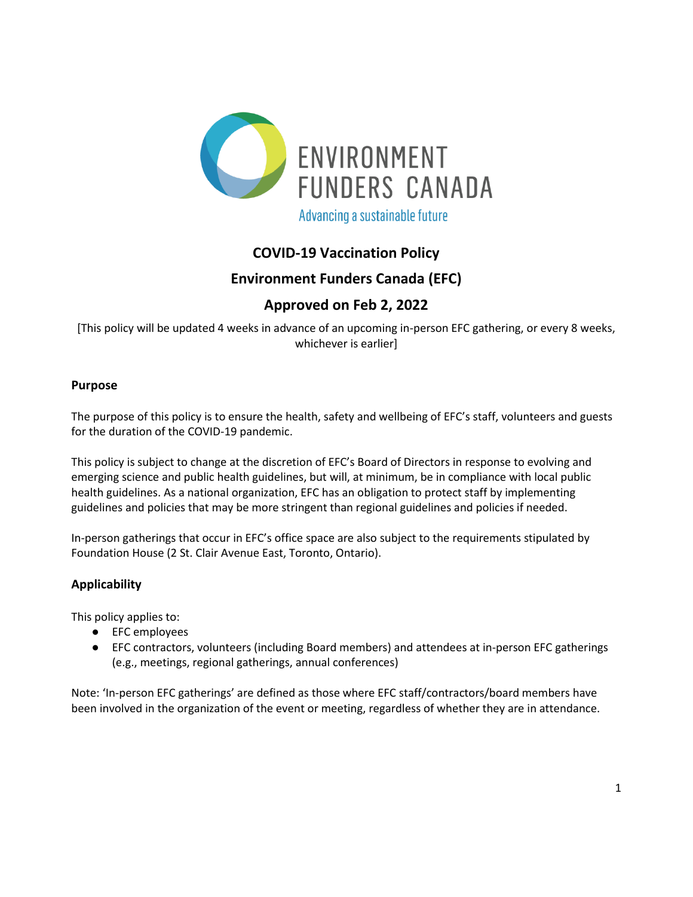ENVIRONMENT FUNDERS CANADA

Advancing a sustainable future

# COVID-19 Vaccination Policy

## Environment Funders Canada (EFC)

## Approved on Feb 2, 2022

[This policy will be updated 4 weeks in advance of an upcoming in-person EFC gathering, or every 8 weeks, whichever is earlier]

### Purpose

The purpose of this policy is to ensure the health, safety and wellbeing of EFC's staff, volunteers and guests for the duration of the COVID-19 pandemic.

This policy is subject to change at the discretion of EFC's Board of Directors in response to evolving and emerging science and public health guidelines, but will, at minimum, be in compliance with local public health guidelines. As a national organization, EFC has an obligation to protect staff by implementing guidelines and policies that may be more stringent than regional guidelines and policies if needed.

In-person gatherings that occur in EFC's office space are also subject to the requirements stipulated by Foundation House (2 St. Clair Avenue East, Toronto, Ontario).

### Applicability

This policy applies to:

- EFC employees
- EFC contractors, volunteers (including Board members) and attendees at in-person EFC gatherings (e.g., meetings, regional gatherings, annual conferences)

Note: 'In-person EFC gatherings' are defined as those where EFC staff/contractors/board members have been involved in the organization of the event or meeting, regardless of whether they are in attendance.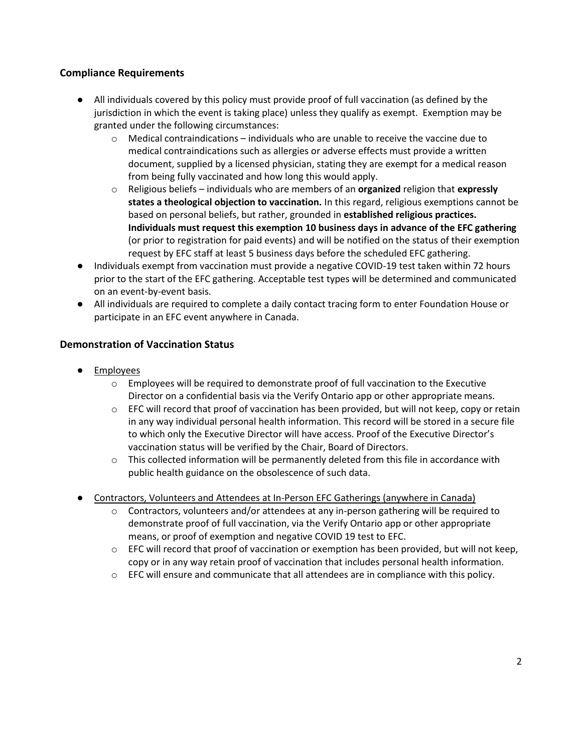## Compliance Requirements

- All individuals covered by this policy must provide proof of full vaccination (as defined by the jurisdiction in which the event is taking place) unless they qualify as exempt. Exemption may be granted under the following circumstances:
    - Medical contraindications – individuals who are unable to receive the vaccine due to medical contraindications such as allergies or adverse effects must provide a written document, supplied by a licensed physician, stating they are exempt for a medical reason from being fully vaccinated and how long this would apply.
    - Religious beliefs – individuals who are members of an **organized** religion that **expressly states a theological objection to vaccination.** In this regard, religious exemptions cannot be based on personal beliefs, but rather, grounded in **established religious practices. Individuals must request this exemption 10 business days in advance of the EFC gathering** (or prior to registration for paid events) and will be notified on the status of their exemption request by EFC staff at least 5 business days before the scheduled EFC gathering.
- Individuals exempt from vaccination must provide a negative COVID-19 test taken within 72 hours prior to the start of the EFC gathering. Acceptable test types will be determined and communicated on an event-by-event basis.
- All individuals are required to complete a daily contact tracing form to enter Foundation House or participate in an EFC event anywhere in Canada.

## Demonstration of Vaccination Status

- Employees
    - Employees will be required to demonstrate proof of full vaccination to the Executive Director on a confidential basis via the Verify Ontario app or other appropriate means.
    - EFC will record that proof of vaccination has been provided, but will not keep, copy or retain in any way individual personal health information. This record will be stored in a secure file to which only the Executive Director will have access. Proof of the Executive Director's vaccination status will be verified by the Chair, Board of Directors.
    - This collected information will be permanently deleted from this file in accordance with public health guidance on the obsolescence of such data.

- Contractors, Volunteers and Attendees at In-Person EFC Gatherings (anywhere in Canada)
    - Contractors, volunteers and/or attendees at any in-person gathering will be required to demonstrate proof of full vaccination, via the Verify Ontario app or other appropriate means, or proof of exemption and negative COVID 19 test to EFC.
    - EFC will record that proof of vaccination or exemption has been provided, but will not keep, copy or in any way retain proof of vaccination that includes personal health information.
    - EFC will ensure and communicate that all attendees are in compliance with this policy.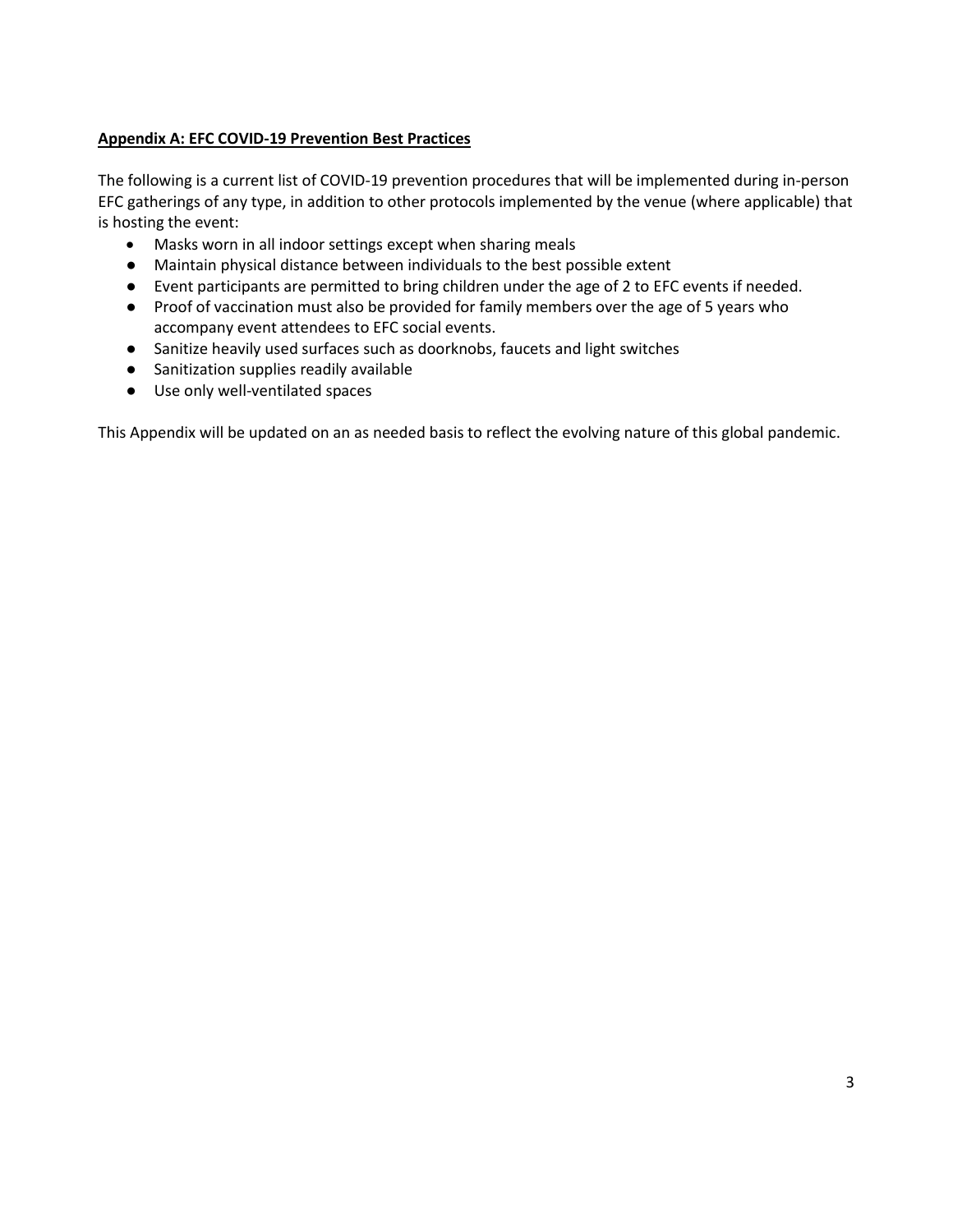**Appendix A: EFC COVID-19 Prevention Best Practices**

The following is a current list of COVID-19 prevention procedures that will be implemented during in-person EFC gatherings of any type, in addition to other protocols implemented by the venue (where applicable) that is hosting the event:

- Masks worn in all indoor settings except when sharing meals
- Maintain physical distance between individuals to the best possible extent
- Event participants are permitted to bring children under the age of 2 to EFC events if needed.
- Proof of vaccination must also be provided for family members over the age of 5 years who accompany event attendees to EFC social events.
- Sanitize heavily used surfaces such as doorknobs, faucets and light switches
- Sanitization supplies readily available
- Use only well-ventilated spaces

This Appendix will be updated on an as needed basis to reflect the evolving nature of this global pandemic.